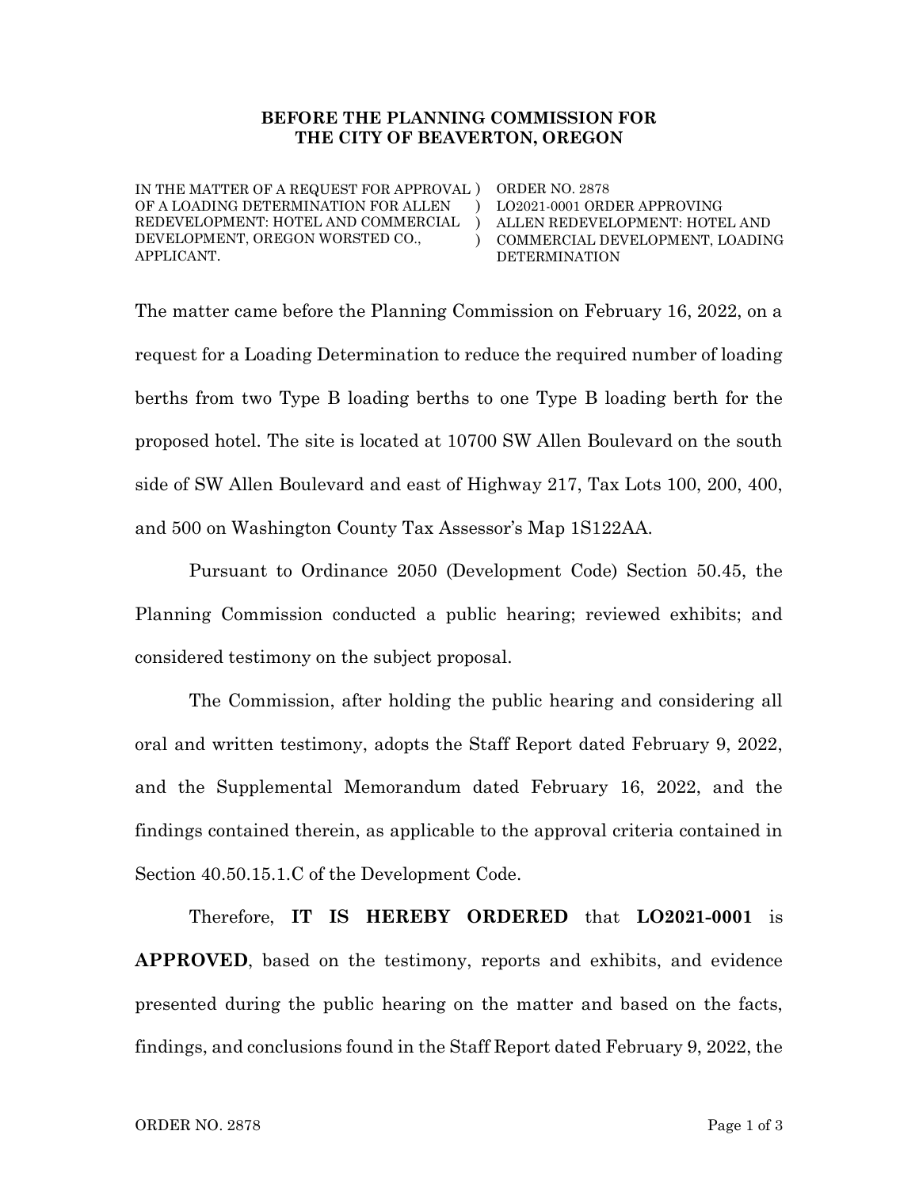**BEFORE THE PLANNING COMMISSION FOR THE CITY OF BEAVERTON, OREGON**

| | | |
|---|---|---|
| IN THE MATTER OF A REQUEST FOR APPROVAL OF A LOADING DETERMINATION FOR ALLEN REDEVELOPMENT: HOTEL AND COMMERCIAL DEVELOPMENT, OREGON WORSTED CO., APPLICANT. | ) ) ) ) | ORDER NO. 2878 LO2021-0001 ORDER APPROVING ALLEN REDEVELOPMENT: HOTEL AND COMMERCIAL DEVELOPMENT, LOADING DETERMINATION |

The matter came before the Planning Commission on February 16, 2022, on a request for a Loading Determination to reduce the required number of loading berths from two Type B loading berths to one Type B loading berth for the proposed hotel. The site is located at 10700 SW Allen Boulevard on the south side of SW Allen Boulevard and east of Highway 217, Tax Lots 100, 200, 400, and 500 on Washington County Tax Assessor's Map 1S122AA.

Pursuant to Ordinance 2050 (Development Code) Section 50.45, the Planning Commission conducted a public hearing; reviewed exhibits; and considered testimony on the subject proposal.

The Commission, after holding the public hearing and considering all oral and written testimony, adopts the Staff Report dated February 9, 2022, and the Supplemental Memorandum dated February 16, 2022, and the findings contained therein, as applicable to the approval criteria contained in Section 40.50.15.1.C of the Development Code.

Therefore, **IT IS HEREBY ORDERED** that **LO2021-0001** is **APPROVED**, based on the testimony, reports and exhibits, and evidence presented during the public hearing on the matter and based on the facts, findings, and conclusions found in the Staff Report dated February 9, 2022, the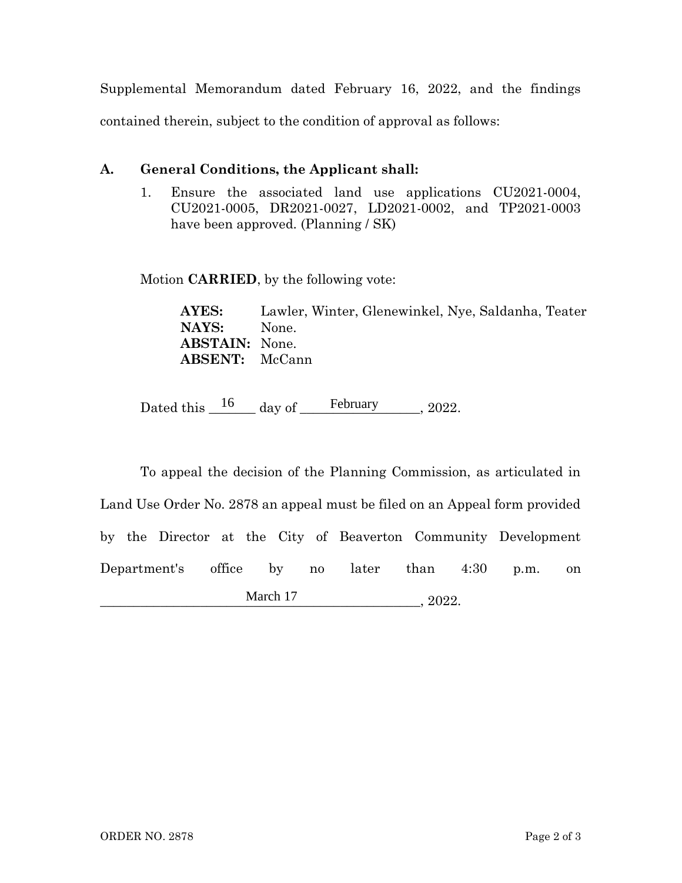Supplemental Memorandum dated February 16, 2022, and the findings contained therein, subject to the condition of approval as follows:

**A. General Conditions, the Applicant shall:**

1. Ensure the associated land use applications CU2021-0004, CU2021-0005, DR2021-0027, LD2021-0002, and TP2021-0003 have been approved. (Planning / SK)

Motion **CARRIED**, by the following vote:

**AYES:** Lawler, Winter, Glenewinkel, Nye, Saldanha, Teater
**NAYS:** None.
**ABSTAIN:** None.
**ABSENT:** McCann

Dated this 16 day of February, 2022.

To appeal the decision of the Planning Commission, as articulated in Land Use Order No. 2878 an appeal must be filed on an Appeal form provided by the Director at the City of Beaverton Community Development Department's office by no later than 4:30 p.m. on March 17, 2022.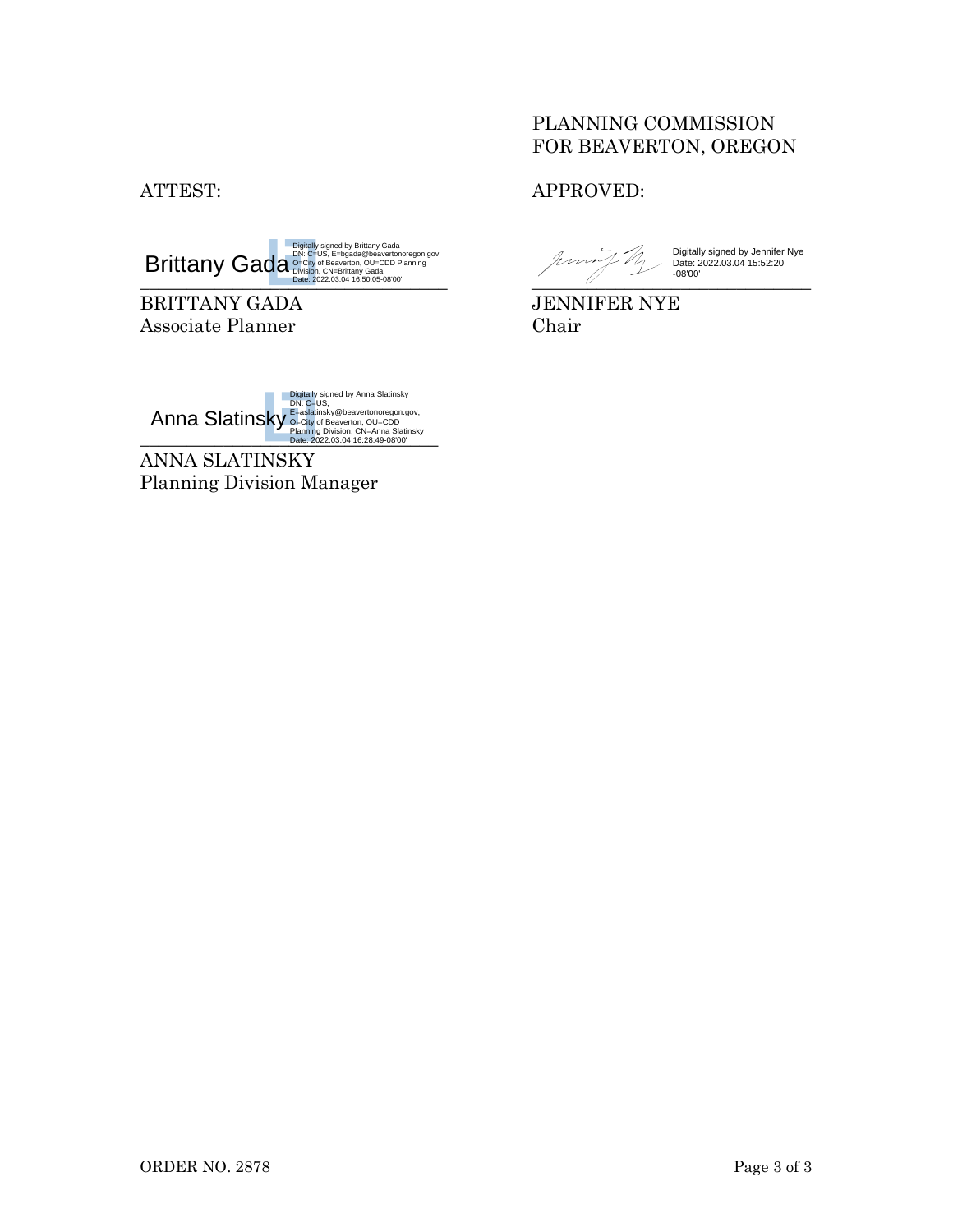PLANNING COMMISSION
FOR BEAVERTON, OREGON

ATTEST:

Brittany Gada Digitally signed by Brittany Gada DN: C=US, E=bgada@beavertonoregon.gov, O=City of Beaverton, OU=CDD Planning Division, CN=Brittany Gada Date: 2022.03.04 16:50:05-08'00'

_______________________________
BRITTANY GADA
Associate Planner

APPROVED:

Digitally signed by Jennifer Nye Date: 2022.03.04 15:52:20 -08'00'

_______________________________
JENNIFER NYE
Chair

Anna Slatinsky Digitally signed by Anna Slatinsky DN: C=US, E=aslatinsky@beavertonoregon.gov, O=City of Beaverton, OU=CDD Planning Division, CN=Anna Slatinsky Date: 2022.03.04 16:28:49-08'00'

_______________________________
ANNA SLATINSKY
Planning Division Manager

ORDER NO. 2878